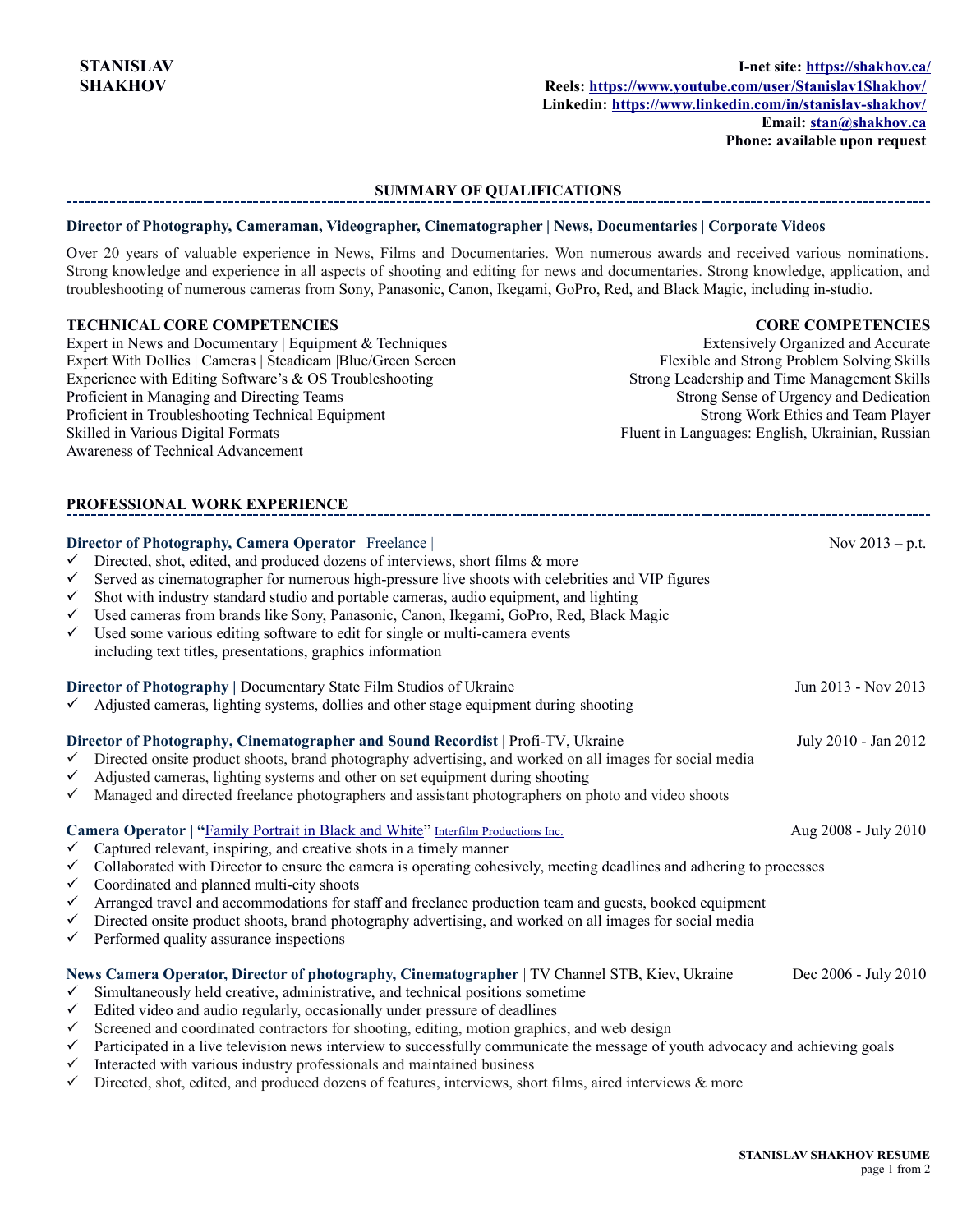**STANISLAV SHAKHOV**

**I-net site: [https://shakhov.ca/](https://shakhov.ca/)**
**Reels: [https://www.youtube.com/user/Stanislav1Shakhov/](https://www.youtube.com/user/Stanislav1Shakhov/)**
**Linkedin: [https://www.linkedin.com/in/stanislav-shakhov/](https://www.linkedin.com/in/stanislav-shakhov/)**
**Email: [stan@shakhov.ca](mailto:stan@shakhov.ca)**
**Phone: available upon request**

## SUMMARY OF QUALIFICATIONS

**Director of Photography, Cameraman, Videographer, Cinematographer | News, Documentaries | Corporate Videos**

Over 20 years of valuable experience in News, Films and Documentaries. Won numerous awards and received various nominations. Strong knowledge and experience in all aspects of shooting and editing for news and documentaries. Strong knowledge, application, and troubleshooting of numerous cameras from Sony, Panasonic, Canon, Ikegami, GoPro, Red, and Black Magic, including in-studio.

### TECHNICAL CORE COMPETENCIES

Expert in News and Documentary | Equipment & Techniques
Expert With Dollies | Cameras | Steadicam |Blue/Green Screen
Experience with Editing Software's & OS Troubleshooting
Proficient in Managing and Directing Teams
Proficient in Troubleshooting Technical Equipment
Skilled in Various Digital Formats
Awareness of Technical Advancement

### CORE COMPETENCIES

Extensively Organized and Accurate
Flexible and Strong Problem Solving Skills
Strong Leadership and Time Management Skills
Strong Sense of Urgency and Dedication
Strong Work Ethics and Team Player
Fluent in Languages: English, Ukrainian, Russian

## PROFESSIONAL WORK EXPERIENCE

**Director of Photography, Camera Operator** | Freelance | — Nov 2013 – p.t.

- ✓ Directed, shot, edited, and produced dozens of interviews, short films & more
- ✓ Served as cinematographer for numerous high-pressure live shoots with celebrities and VIP figures
- ✓ Shot with industry standard studio and portable cameras, audio equipment, and lighting
- ✓ Used cameras from brands like Sony, Panasonic, Canon, Ikegami, GoPro, Red, Black Magic
- ✓ Used some various editing software to edit for single or multi-camera events including text titles, presentations, graphics information

**Director of Photography** | Documentary State Film Studios of Ukraine — Jun 2013 - Nov 2013

- ✓ Adjusted cameras, lighting systems, dollies and other stage equipment during shooting

**Director of Photography, Cinematographer and Sound Recordist** | Profi-TV, Ukraine — July 2010 - Jan 2012

- ✓ Directed onsite product shoots, brand photography advertising, and worked on all images for social media
- ✓ Adjusted cameras, lighting systems and other on set equipment during shooting
- ✓ Managed and directed freelance photographers and assistant photographers on photo and video shoots

**Camera Operator** | "Family Portrait in Black and White" Interfilm Productions Inc. — Aug 2008 - July 2010

- ✓ Captured relevant, inspiring, and creative shots in a timely manner
- ✓ Collaborated with Director to ensure the camera is operating cohesively, meeting deadlines and adhering to processes
- ✓ Coordinated and planned multi-city shoots
- ✓ Arranged travel and accommodations for staff and freelance production team and guests, booked equipment
- ✓ Directed onsite product shoots, brand photography advertising, and worked on all images for social media
- ✓ Performed quality assurance inspections

**News Camera Operator, Director of photography, Cinematographer** | TV Channel STB, Kiev, Ukraine — Dec 2006 - July 2010

- ✓ Simultaneously held creative, administrative, and technical positions sometime
- ✓ Edited video and audio regularly, occasionally under pressure of deadlines
- ✓ Screened and coordinated contractors for shooting, editing, motion graphics, and web design
- ✓ Participated in a live television news interview to successfully communicate the message of youth advocacy and achieving goals
- ✓ Interacted with various industry professionals and maintained business
- ✓ Directed, shot, edited, and produced dozens of features, interviews, short films, aired interviews & more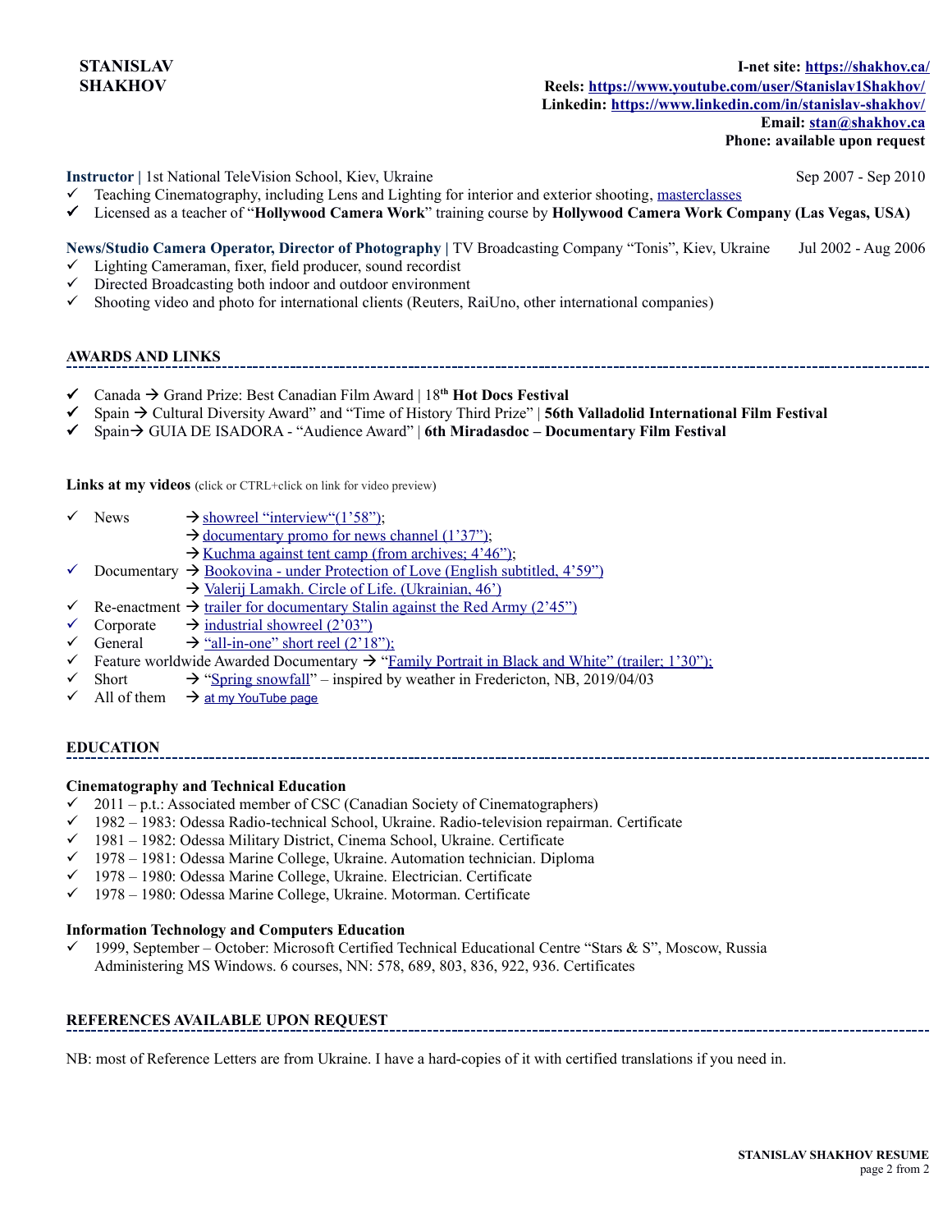**STANISLAV SHAKHOV**

**I-net site: https://shakhov.ca/**
**Reels: https://www.youtube.com/user/Stanislav1Shakhov/**
**Linkedin: https://www.linkedin.com/in/stanislav-shakhov/**
**Email: stan@shakhov.ca**
**Phone: available upon request**

**Instructor |** 1st National TeleVision School, Kiev, Ukraine — Sep 2007 - Sep 2010

- ✓ Teaching Cinematography, including Lens and Lighting for interior and exterior shooting, masterclasses
- ✓ Licensed as a teacher of "**Hollywood Camera Work**" training course by **Hollywood Camera Work Company (Las Vegas, USA)**

**News/Studio Camera Operator, Director of Photography |** TV Broadcasting Company "Tonis", Kiev, Ukraine — Jul 2002 - Aug 2006

- ✓ Lighting Cameraman, fixer, field producer, sound recordist
- ✓ Directed Broadcasting both indoor and outdoor environment
- ✓ Shooting video and photo for international clients (Reuters, RaiUno, other international companies)

## AWARDS AND LINKS

- ✓ Canada → Grand Prize: Best Canadian Film Award | 18th **Hot Docs Festival**
- ✓ Spain → Cultural Diversity Award" and "Time of History Third Prize" | **56th Valladolid International Film Festival**
- ✓ Spain→ GUIA DE ISADORA - "Audience Award" | **6th Miradasdoc – Documentary Film Festival**

**Links at my videos** (click or CTRL+click on link for video preview)

- ✓ News → showreel "interview"(1'58");
  → documentary promo for news channel (1'37");
  → Kuchma against tent camp (from archives; 4'46");
- ✓ Documentary → Bookovina - under Protection of Love (English subtitled, 4'59")
  → Valerij Lamakh. Circle of Life. (Ukrainian, 46')
- ✓ Re-enactment → trailer for documentary Stalin against the Red Army (2'45")
- ✓ Corporate → industrial showreel (2'03")
- ✓ General → "all-in-one" short reel (2'18");
- ✓ Feature worldwide Awarded Documentary → "Family Portrait in Black and White" (trailer; 1'30");
- ✓ Short → "Spring snowfall" – inspired by weather in Fredericton, NB, 2019/04/03
- ✓ All of them → at my YouTube page

## EDUCATION

**Cinematography and Technical Education**

- ✓ 2011 – p.t.: Associated member of CSC (Canadian Society of Cinematographers)
- ✓ 1982 – 1983: Odessa Radio-technical School, Ukraine. Radio-television repairman. Certificate
- ✓ 1981 – 1982: Odessa Military District, Cinema School, Ukraine. Certificate
- ✓ 1978 – 1981: Odessa Marine College, Ukraine. Automation technician. Diploma
- ✓ 1978 – 1980: Odessa Marine College, Ukraine. Electrician. Certificate
- ✓ 1978 – 1980: Odessa Marine College, Ukraine. Motorman. Certificate

**Information Technology and Computers Education**

- ✓ 1999, September – October: Microsoft Certified Technical Educational Centre "Stars & S", Moscow, Russia
  Administering MS Windows. 6 courses, NN: 578, 689, 803, 836, 922, 936. Certificates

## REFERENCES AVAILABLE UPON REQUEST

NB: most of Reference Letters are from Ukraine. I have a hard-copies of it with certified translations if you need in.